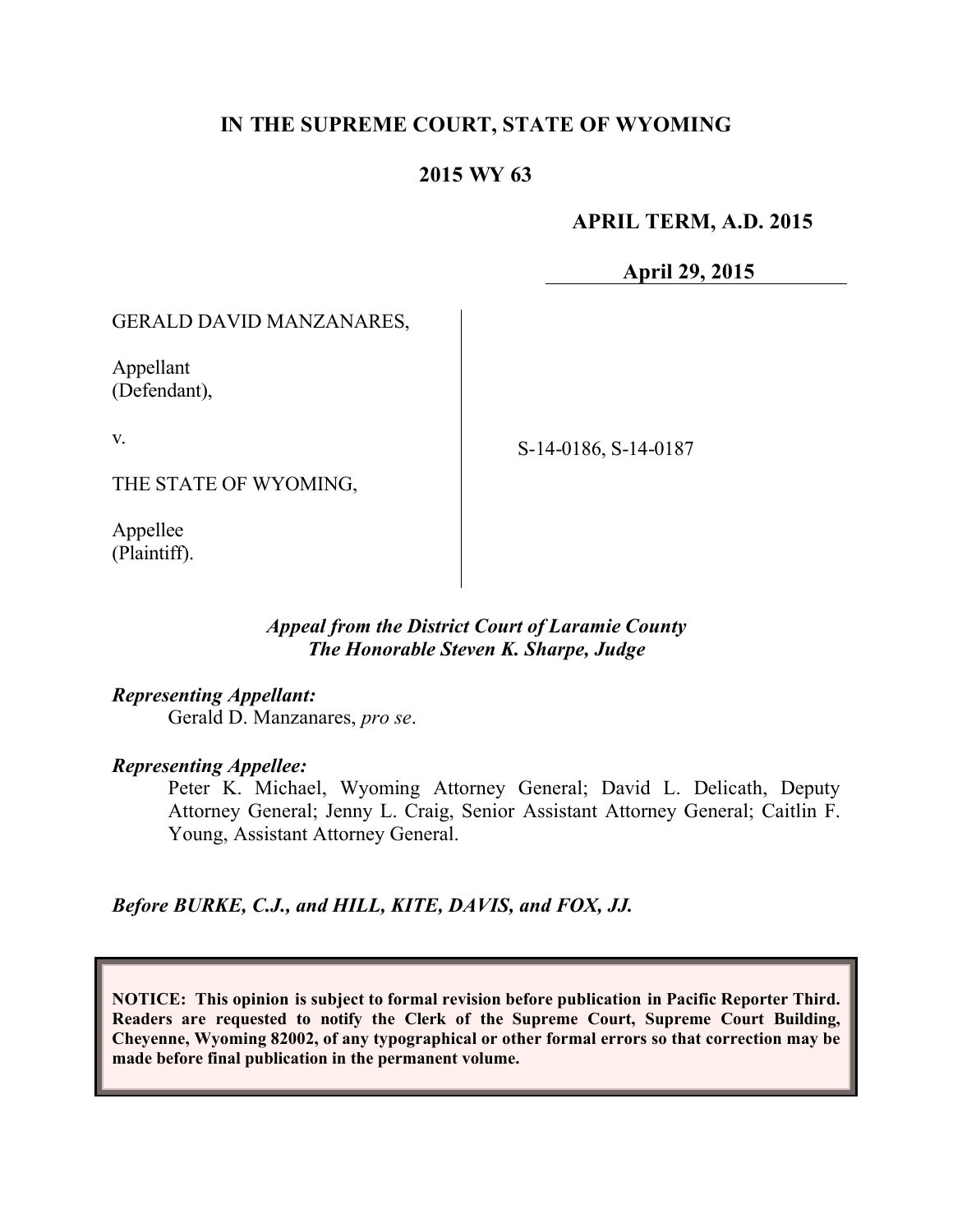# IN THE SUPREME COURT, STATE OF WYOMING

## 2015 WY 63

**APRIL TERM, A.D. 2015**

**April 29, 2015**

GERALD DAVID MANZANARES,

Appellant
(Defendant),

v.

THE STATE OF WYOMING,

Appellee
(Plaintiff).

S-14-0186, S-14-0187

***Appeal from the District Court of Laramie County***
***The Honorable Steven K. Sharpe, Judge***

***Representing Appellant:***
Gerald D. Manzanares, *pro se*.

***Representing Appellee:***
Peter K. Michael, Wyoming Attorney General; David L. Delicath, Deputy Attorney General; Jenny L. Craig, Senior Assistant Attorney General; Caitlin F. Young, Assistant Attorney General.

***Before BURKE, C.J., and HILL, KITE, DAVIS, and FOX, JJ.***

**NOTICE: This opinion is subject to formal revision before publication in Pacific Reporter Third. Readers are requested to notify the Clerk of the Supreme Court, Supreme Court Building, Cheyenne, Wyoming 82002, of any typographical or other formal errors so that correction may be made before final publication in the permanent volume.**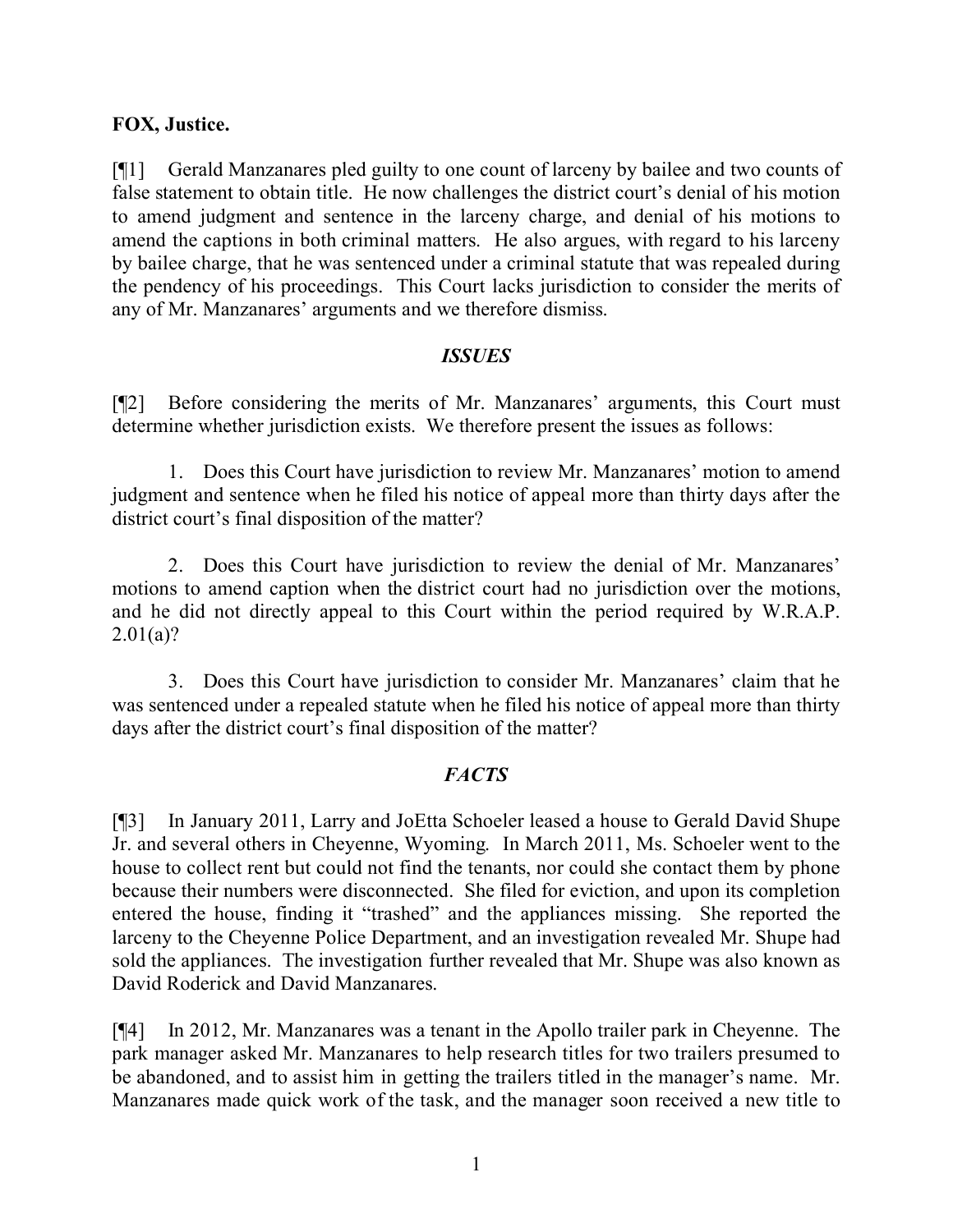**FOX, Justice.**

[¶1] Gerald Manzanares pled guilty to one count of larceny by bailee and two counts of false statement to obtain title. He now challenges the district court's denial of his motion to amend judgment and sentence in the larceny charge, and denial of his motions to amend the captions in both criminal matters. He also argues, with regard to his larceny by bailee charge, that he was sentenced under a criminal statute that was repealed during the pendency of his proceedings. This Court lacks jurisdiction to consider the merits of any of Mr. Manzanares' arguments and we therefore dismiss.

## *ISSUES*

[¶2] Before considering the merits of Mr. Manzanares' arguments, this Court must determine whether jurisdiction exists. We therefore present the issues as follows:

1. Does this Court have jurisdiction to review Mr. Manzanares' motion to amend judgment and sentence when he filed his notice of appeal more than thirty days after the district court's final disposition of the matter?

2. Does this Court have jurisdiction to review the denial of Mr. Manzanares' motions to amend caption when the district court had no jurisdiction over the motions, and he did not directly appeal to this Court within the period required by W.R.A.P. 2.01(a)?

3. Does this Court have jurisdiction to consider Mr. Manzanares' claim that he was sentenced under a repealed statute when he filed his notice of appeal more than thirty days after the district court's final disposition of the matter?

## *FACTS*

[¶3] In January 2011, Larry and JoEtta Schoeler leased a house to Gerald David Shupe Jr. and several others in Cheyenne, Wyoming. In March 2011, Ms. Schoeler went to the house to collect rent but could not find the tenants, nor could she contact them by phone because their numbers were disconnected. She filed for eviction, and upon its completion entered the house, finding it "trashed" and the appliances missing. She reported the larceny to the Cheyenne Police Department, and an investigation revealed Mr. Shupe had sold the appliances. The investigation further revealed that Mr. Shupe was also known as David Roderick and David Manzanares.

[¶4] In 2012, Mr. Manzanares was a tenant in the Apollo trailer park in Cheyenne. The park manager asked Mr. Manzanares to help research titles for two trailers presumed to be abandoned, and to assist him in getting the trailers titled in the manager's name. Mr. Manzanares made quick work of the task, and the manager soon received a new title to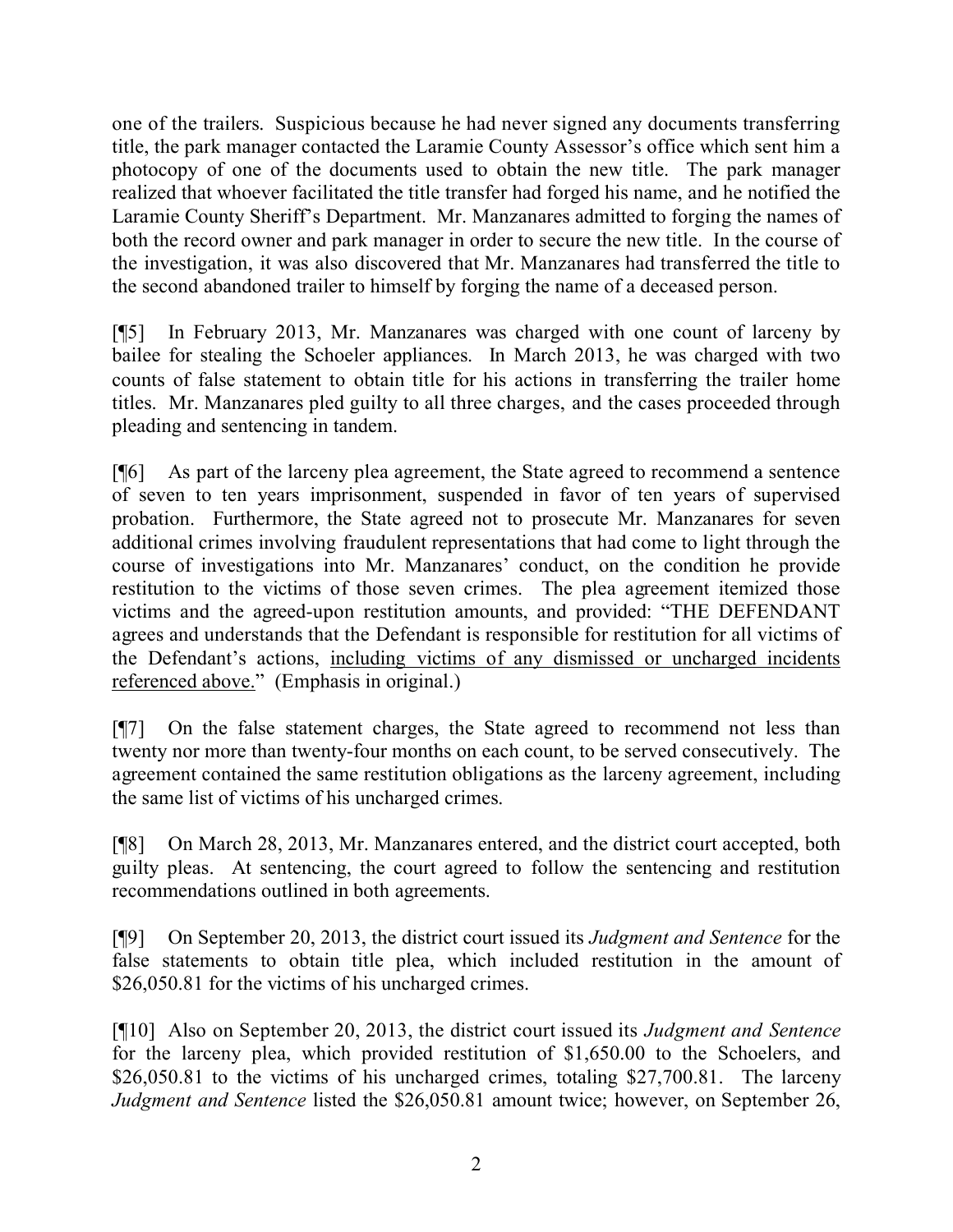one of the trailers. Suspicious because he had never signed any documents transferring title, the park manager contacted the Laramie County Assessor's office which sent him a photocopy of one of the documents used to obtain the new title. The park manager realized that whoever facilitated the title transfer had forged his name, and he notified the Laramie County Sheriff's Department. Mr. Manzanares admitted to forging the names of both the record owner and park manager in order to secure the new title. In the course of the investigation, it was also discovered that Mr. Manzanares had transferred the title to the second abandoned trailer to himself by forging the name of a deceased person.

[¶5] In February 2013, Mr. Manzanares was charged with one count of larceny by bailee for stealing the Schoeler appliances. In March 2013, he was charged with two counts of false statement to obtain title for his actions in transferring the trailer home titles. Mr. Manzanares pled guilty to all three charges, and the cases proceeded through pleading and sentencing in tandem.

[¶6] As part of the larceny plea agreement, the State agreed to recommend a sentence of seven to ten years imprisonment, suspended in favor of ten years of supervised probation. Furthermore, the State agreed not to prosecute Mr. Manzanares for seven additional crimes involving fraudulent representations that had come to light through the course of investigations into Mr. Manzanares' conduct, on the condition he provide restitution to the victims of those seven crimes. The plea agreement itemized those victims and the agreed-upon restitution amounts, and provided: "THE DEFENDANT agrees and understands that the Defendant is responsible for restitution for all victims of the Defendant's actions, <u>including victims of any dismissed or uncharged incidents referenced above.</u>" (Emphasis in original.)

[¶7] On the false statement charges, the State agreed to recommend not less than twenty nor more than twenty-four months on each count, to be served consecutively. The agreement contained the same restitution obligations as the larceny agreement, including the same list of victims of his uncharged crimes.

[¶8] On March 28, 2013, Mr. Manzanares entered, and the district court accepted, both guilty pleas. At sentencing, the court agreed to follow the sentencing and restitution recommendations outlined in both agreements.

[¶9] On September 20, 2013, the district court issued its *Judgment and Sentence* for the false statements to obtain title plea, which included restitution in the amount of $26,050.81 for the victims of his uncharged crimes.

[¶10] Also on September 20, 2013, the district court issued its *Judgment and Sentence* for the larceny plea, which provided restitution of $1,650.00 to the Schoelers, and $26,050.81 to the victims of his uncharged crimes, totaling $27,700.81. The larceny *Judgment and Sentence* listed the $26,050.81 amount twice; however, on September 26,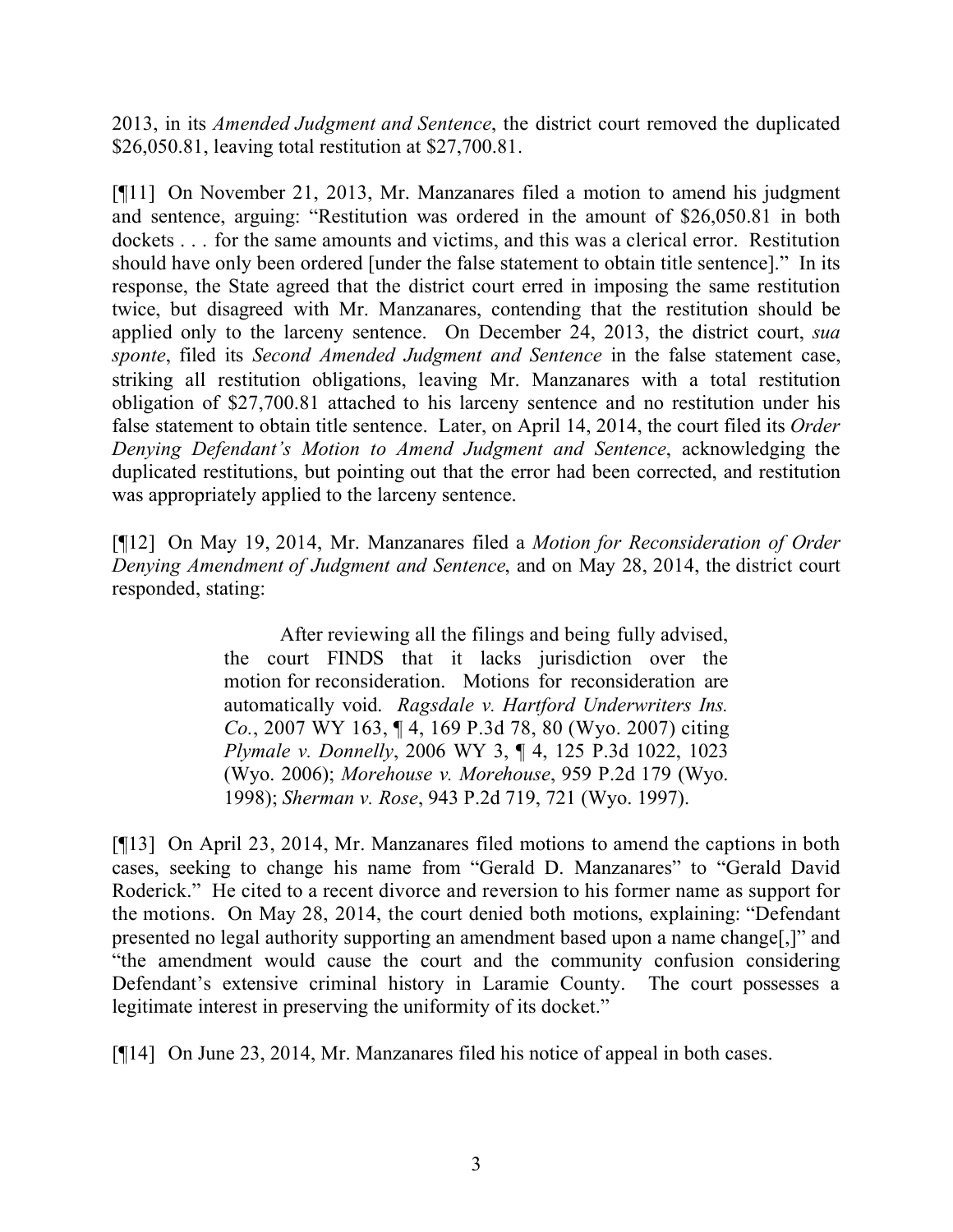2013, in its *Amended Judgment and Sentence*, the district court removed the duplicated $26,050.81, leaving total restitution at $27,700.81.

[¶11] On November 21, 2013, Mr. Manzanares filed a motion to amend his judgment and sentence, arguing: "Restitution was ordered in the amount of $26,050.81 in both dockets . . . for the same amounts and victims, and this was a clerical error. Restitution should have only been ordered [under the false statement to obtain title sentence]." In its response, the State agreed that the district court erred in imposing the same restitution twice, but disagreed with Mr. Manzanares, contending that the restitution should be applied only to the larceny sentence. On December 24, 2013, the district court, *sua sponte*, filed its *Second Amended Judgment and Sentence* in the false statement case, striking all restitution obligations, leaving Mr. Manzanares with a total restitution obligation of $27,700.81 attached to his larceny sentence and no restitution under his false statement to obtain title sentence. Later, on April 14, 2014, the court filed its *Order Denying Defendant's Motion to Amend Judgment and Sentence*, acknowledging the duplicated restitutions, but pointing out that the error had been corrected, and restitution was appropriately applied to the larceny sentence.

[¶12] On May 19, 2014, Mr. Manzanares filed a *Motion for Reconsideration of Order Denying Amendment of Judgment and Sentence*, and on May 28, 2014, the district court responded, stating:

> After reviewing all the filings and being fully advised, the court FINDS that it lacks jurisdiction over the motion for reconsideration. Motions for reconsideration are automatically void. *Ragsdale v. Hartford Underwriters Ins. Co.*, 2007 WY 163, ¶ 4, 169 P.3d 78, 80 (Wyo. 2007) citing *Plymale v. Donnelly*, 2006 WY 3, ¶ 4, 125 P.3d 1022, 1023 (Wyo. 2006); *Morehouse v. Morehouse*, 959 P.2d 179 (Wyo. 1998); *Sherman v. Rose*, 943 P.2d 719, 721 (Wyo. 1997).

[¶13] On April 23, 2014, Mr. Manzanares filed motions to amend the captions in both cases, seeking to change his name from "Gerald D. Manzanares" to "Gerald David Roderick." He cited to a recent divorce and reversion to his former name as support for the motions. On May 28, 2014, the court denied both motions, explaining: "Defendant presented no legal authority supporting an amendment based upon a name change[,]" and "the amendment would cause the court and the community confusion considering Defendant's extensive criminal history in Laramie County. The court possesses a legitimate interest in preserving the uniformity of its docket."

[¶14] On June 23, 2014, Mr. Manzanares filed his notice of appeal in both cases.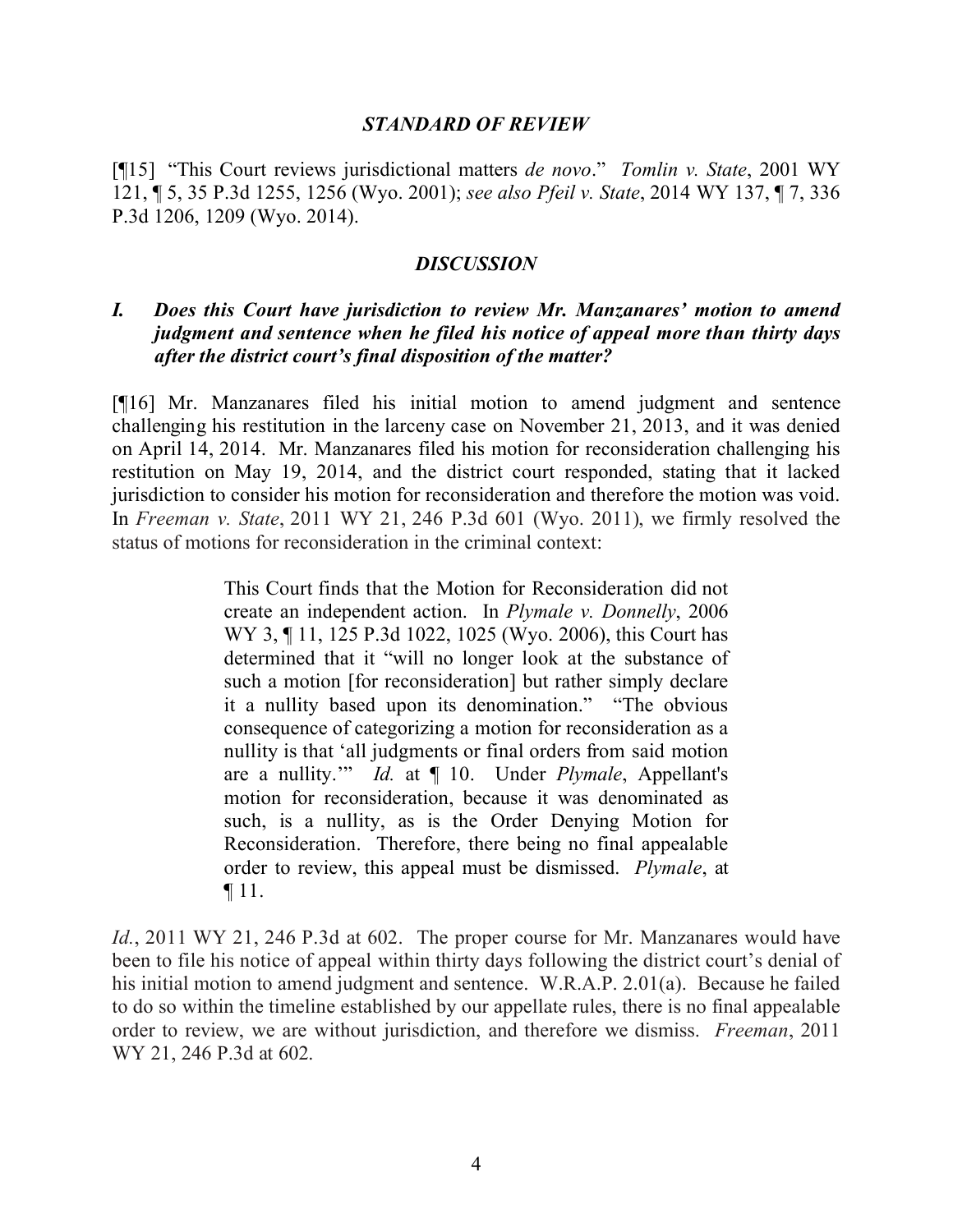### *STANDARD OF REVIEW*

[¶15] "This Court reviews jurisdictional matters *de novo*." *Tomlin v. State*, 2001 WY 121, ¶ 5, 35 P.3d 1255, 1256 (Wyo. 2001); *see also Pfeil v. State*, 2014 WY 137, ¶ 7, 336 P.3d 1206, 1209 (Wyo. 2014).

### *DISCUSSION*

#### *I. Does this Court have jurisdiction to review Mr. Manzanares' motion to amend judgment and sentence when he filed his notice of appeal more than thirty days after the district court's final disposition of the matter?*

[¶16] Mr. Manzanares filed his initial motion to amend judgment and sentence challenging his restitution in the larceny case on November 21, 2013, and it was denied on April 14, 2014. Mr. Manzanares filed his motion for reconsideration challenging his restitution on May 19, 2014, and the district court responded, stating that it lacked jurisdiction to consider his motion for reconsideration and therefore the motion was void. In *Freeman v. State*, 2011 WY 21, 246 P.3d 601 (Wyo. 2011), we firmly resolved the status of motions for reconsideration in the criminal context:

> This Court finds that the Motion for Reconsideration did not create an independent action. In *Plymale v. Donnelly*, 2006 WY 3, ¶ 11, 125 P.3d 1022, 1025 (Wyo. 2006), this Court has determined that it "will no longer look at the substance of such a motion [for reconsideration] but rather simply declare it a nullity based upon its denomination." "The obvious consequence of categorizing a motion for reconsideration as a nullity is that 'all judgments or final orders from said motion are a nullity.'" *Id.* at ¶ 10. Under *Plymale*, Appellant's motion for reconsideration, because it was denominated as such, is a nullity, as is the Order Denying Motion for Reconsideration. Therefore, there being no final appealable order to review, this appeal must be dismissed. *Plymale*, at ¶ 11.

*Id.*, 2011 WY 21, 246 P.3d at 602. The proper course for Mr. Manzanares would have been to file his notice of appeal within thirty days following the district court's denial of his initial motion to amend judgment and sentence. W.R.A.P. 2.01(a). Because he failed to do so within the timeline established by our appellate rules, there is no final appealable order to review, we are without jurisdiction, and therefore we dismiss. *Freeman*, 2011 WY 21, 246 P.3d at 602.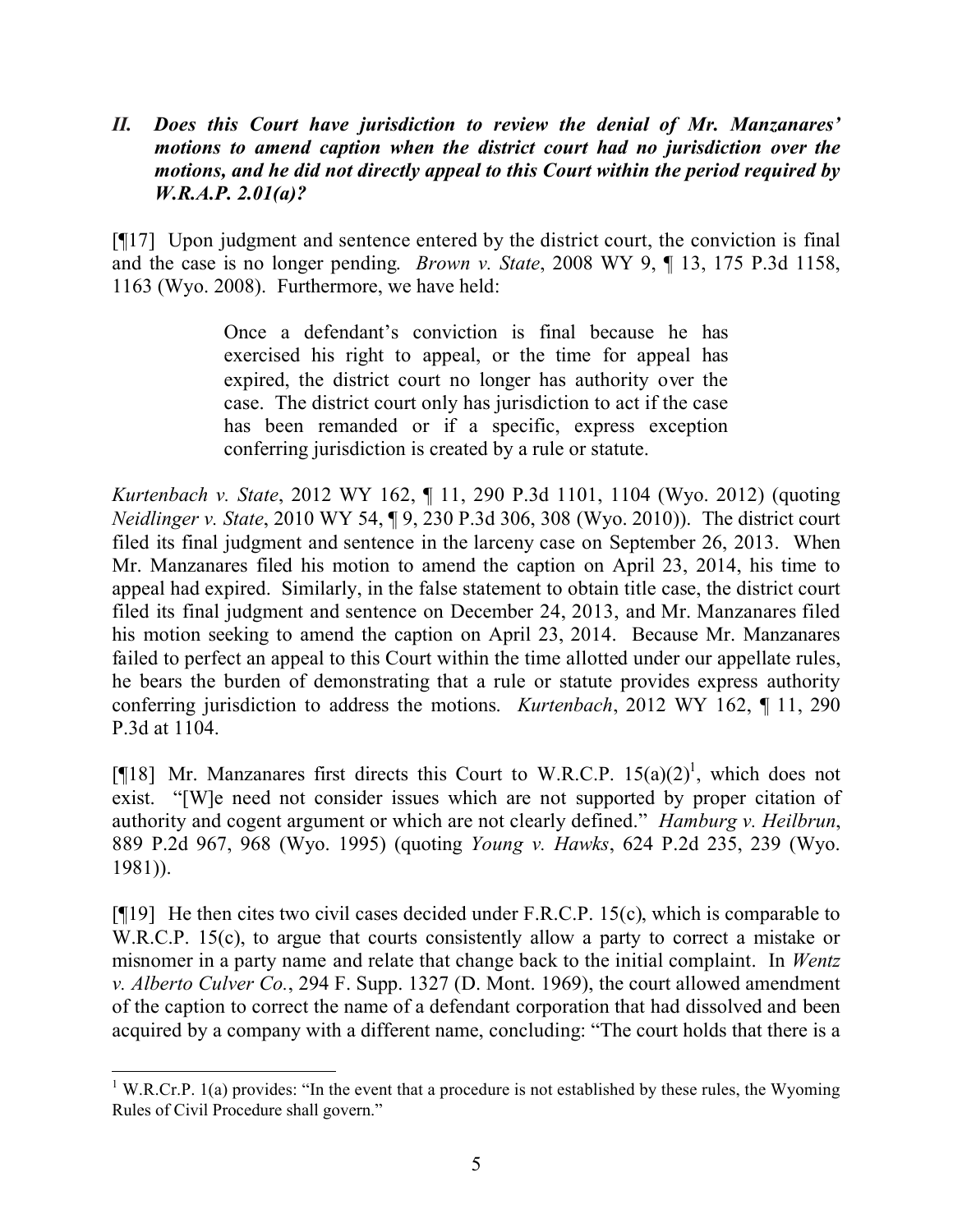## *II. Does this Court have jurisdiction to review the denial of Mr. Manzanares' motions to amend caption when the district court had no jurisdiction over the motions, and he did not directly appeal to this Court within the period required by W.R.A.P. 2.01(a)?*

[¶17] Upon judgment and sentence entered by the district court, the conviction is final and the case is no longer pending. *Brown v. State*, 2008 WY 9, ¶ 13, 175 P.3d 1158, 1163 (Wyo. 2008). Furthermore, we have held:

> Once a defendant's conviction is final because he has exercised his right to appeal, or the time for appeal has expired, the district court no longer has authority over the case. The district court only has jurisdiction to act if the case has been remanded or if a specific, express exception conferring jurisdiction is created by a rule or statute.

*Kurtenbach v. State*, 2012 WY 162, ¶ 11, 290 P.3d 1101, 1104 (Wyo. 2012) (quoting *Neidlinger v. State*, 2010 WY 54, ¶ 9, 230 P.3d 306, 308 (Wyo. 2010)). The district court filed its final judgment and sentence in the larceny case on September 26, 2013. When Mr. Manzanares filed his motion to amend the caption on April 23, 2014, his time to appeal had expired. Similarly, in the false statement to obtain title case, the district court filed its final judgment and sentence on December 24, 2013, and Mr. Manzanares filed his motion seeking to amend the caption on April 23, 2014. Because Mr. Manzanares failed to perfect an appeal to this Court within the time allotted under our appellate rules, he bears the burden of demonstrating that a rule or statute provides express authority conferring jurisdiction to address the motions. *Kurtenbach*, 2012 WY 162, ¶ 11, 290 P.3d at 1104.

[¶18] Mr. Manzanares first directs this Court to W.R.C.P. 15(a)(2)[1], which does not exist. "[W]e need not consider issues which are not supported by proper citation of authority and cogent argument or which are not clearly defined." *Hamburg v. Heilbrun*, 889 P.2d 967, 968 (Wyo. 1995) (quoting *Young v. Hawks*, 624 P.2d 235, 239 (Wyo. 1981)).

[¶19] He then cites two civil cases decided under F.R.C.P. 15(c), which is comparable to W.R.C.P. 15(c), to argue that courts consistently allow a party to correct a mistake or misnomer in a party name and relate that change back to the initial complaint. In *Wentz v. Alberto Culver Co.*, 294 F. Supp. 1327 (D. Mont. 1969), the court allowed amendment of the caption to correct the name of a defendant corporation that had dissolved and been acquired by a company with a different name, concluding: "The court holds that there is a

---

[1] W.R.Cr.P. 1(a) provides: "In the event that a procedure is not established by these rules, the Wyoming Rules of Civil Procedure shall govern."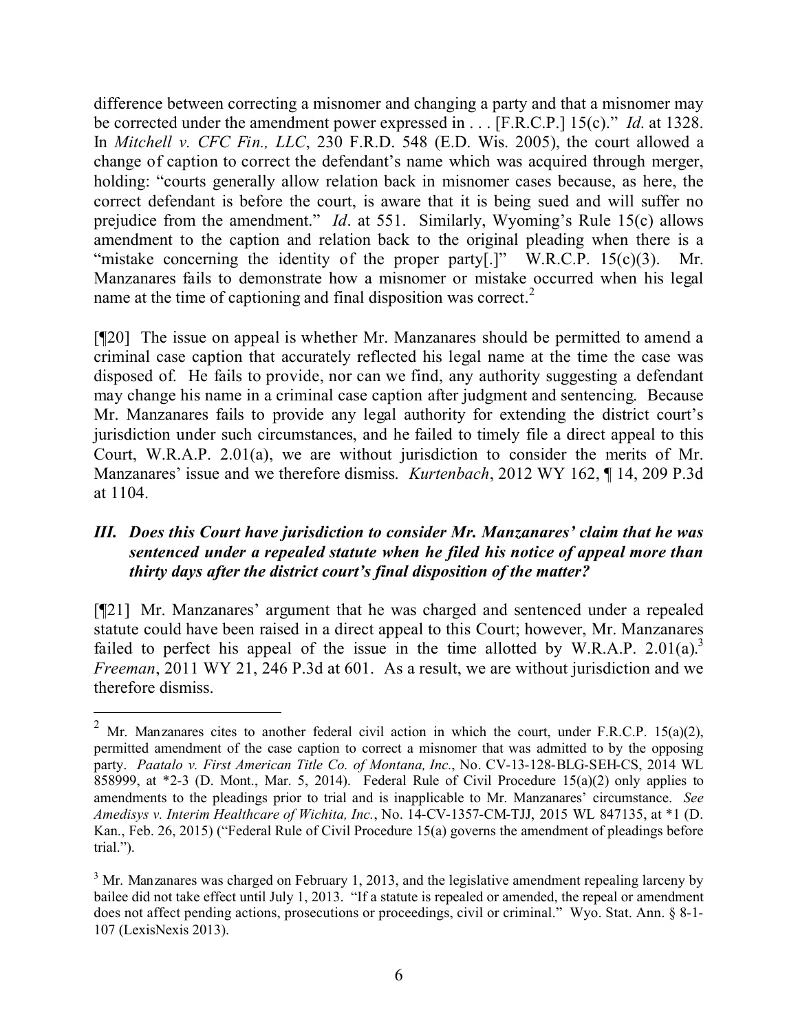difference between correcting a misnomer and changing a party and that a misnomer may be corrected under the amendment power expressed in . . . [F.R.C.P.] 15(c)." *Id*. at 1328. In *Mitchell v. CFC Fin., LLC*, 230 F.R.D. 548 (E.D. Wis. 2005), the court allowed a change of caption to correct the defendant's name which was acquired through merger, holding: "courts generally allow relation back in misnomer cases because, as here, the correct defendant is before the court, is aware that it is being sued and will suffer no prejudice from the amendment." *Id*. at 551. Similarly, Wyoming's Rule 15(c) allows amendment to the caption and relation back to the original pleading when there is a "mistake concerning the identity of the proper party[.]" W.R.C.P. 15(c)(3). Mr. Manzanares fails to demonstrate how a misnomer or mistake occurred when his legal name at the time of captioning and final disposition was correct.[2]

[¶20] The issue on appeal is whether Mr. Manzanares should be permitted to amend a criminal case caption that accurately reflected his legal name at the time the case was disposed of. He fails to provide, nor can we find, any authority suggesting a defendant may change his name in a criminal case caption after judgment and sentencing. Because Mr. Manzanares fails to provide any legal authority for extending the district court's jurisdiction under such circumstances, and he failed to timely file a direct appeal to this Court, W.R.A.P. 2.01(a), we are without jurisdiction to consider the merits of Mr. Manzanares' issue and we therefore dismiss. *Kurtenbach*, 2012 WY 162, ¶ 14, 209 P.3d at 1104.

### *III. Does this Court have jurisdiction to consider Mr. Manzanares' claim that he was sentenced under a repealed statute when he filed his notice of appeal more than thirty days after the district court's final disposition of the matter?*

[¶21] Mr. Manzanares' argument that he was charged and sentenced under a repealed statute could have been raised in a direct appeal to this Court; however, Mr. Manzanares failed to perfect his appeal of the issue in the time allotted by W.R.A.P. 2.01(a).[3] *Freeman*, 2011 WY 21, 246 P.3d at 601. As a result, we are without jurisdiction and we therefore dismiss.

---

[2] Mr. Manzanares cites to another federal civil action in which the court, under F.R.C.P. 15(a)(2), permitted amendment of the case caption to correct a misnomer that was admitted to by the opposing party. *Paatalo v. First American Title Co. of Montana, Inc.*, No. CV-13-128-BLG-SEH-CS, 2014 WL 858999, at *2-3 (D. Mont., Mar. 5, 2014). Federal Rule of Civil Procedure 15(a)(2) only applies to amendments to the pleadings prior to trial and is inapplicable to Mr. Manzanares' circumstance. *See Amedisys v. Interim Healthcare of Wichita, Inc.*, No. 14-CV-1357-CM-TJJ, 2015 WL 847135, at *1 (D. Kan., Feb. 26, 2015) ("Federal Rule of Civil Procedure 15(a) governs the amendment of pleadings before trial.").

[3] Mr. Manzanares was charged on February 1, 2013, and the legislative amendment repealing larceny by bailee did not take effect until July 1, 2013. "If a statute is repealed or amended, the repeal or amendment does not affect pending actions, prosecutions or proceedings, civil or criminal." Wyo. Stat. Ann. § 8-1-107 (LexisNexis 2013).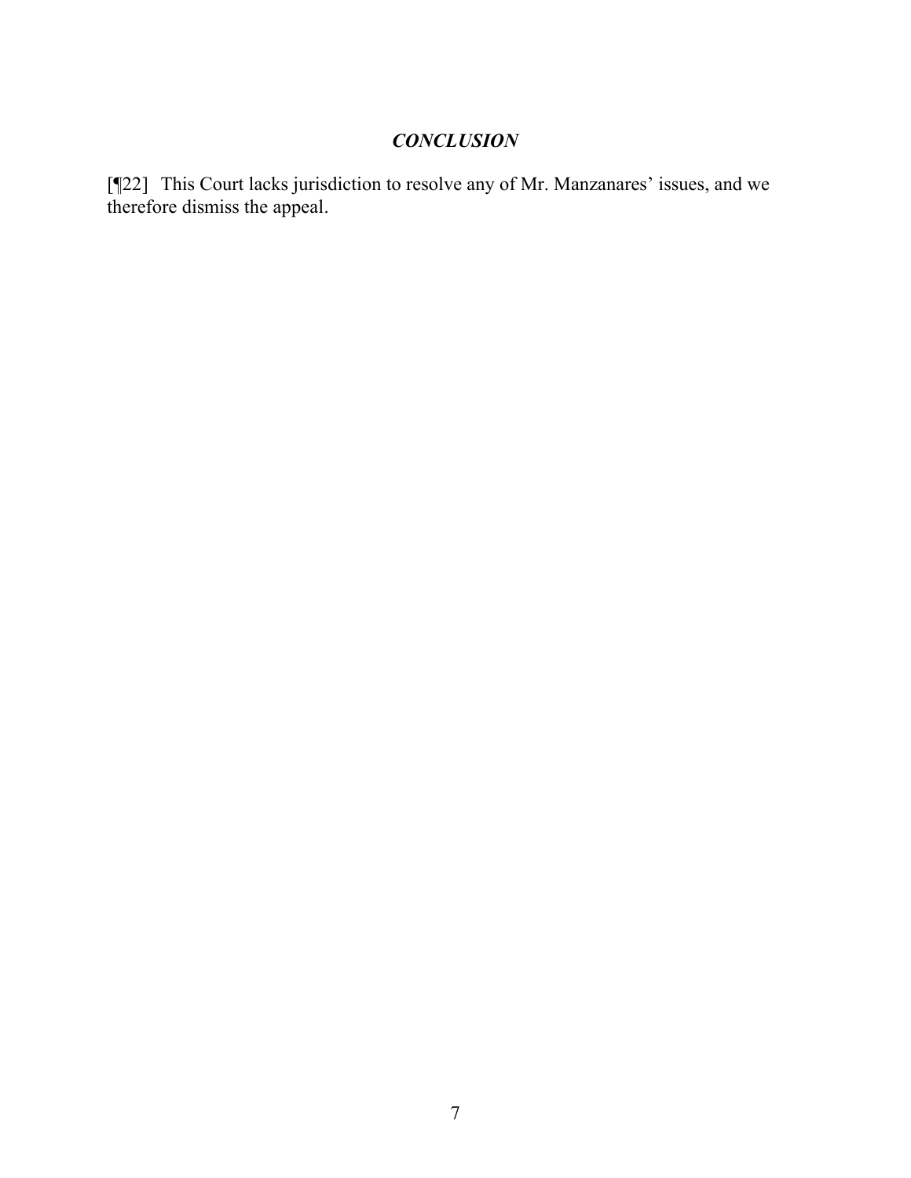## ***CONCLUSION***

[¶22] This Court lacks jurisdiction to resolve any of Mr. Manzanares' issues, and we therefore dismiss the appeal.